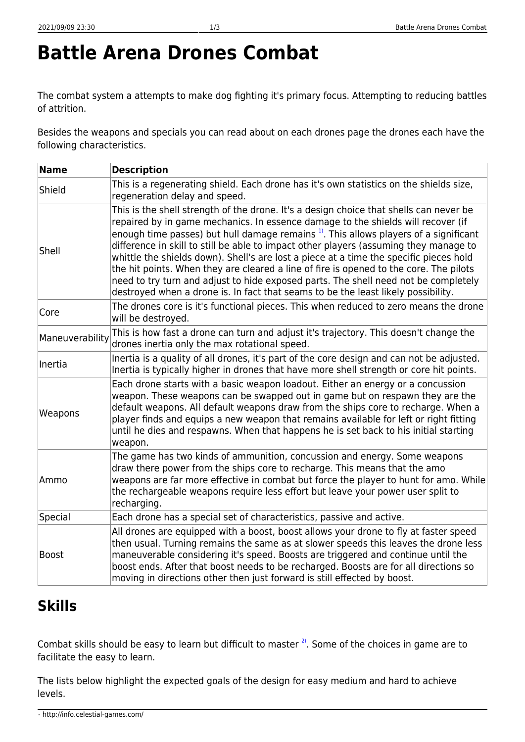# Battle Arena Drones Combat

The combat system a attempts to make dog fighting it's primary focus. Attempting to reducing battles of attrition.

Besides the weapons and specials you can read about on each drones page the drones each have the following characteristics.

| Name | Description |
| --- | --- |
| Shield | This is a regenerating shield. Each drone has it's own statistics on the shields size, regeneration delay and speed. |
| Shell | This is the shell strength of the drone. It's a design choice that shells can never be repaired by in game mechanics. In essence damage to the shields will recover (if enough time passes) but hull damage remains [1]. This allows players of a significant difference in skill to still be able to impact other players (assuming they manage to whittle the shields down). Shell's are lost a piece at a time the specific pieces hold the hit points. When they are cleared a line of fire is opened to the core. The pilots need to try turn and adjust to hide exposed parts. The shell need not be completely destroyed when a drone is. In fact that seams to be the least likely possibility. |
| Core | The drones core is it's functional pieces. This when reduced to zero means the drone will be destroyed. |
| Maneuverability | This is how fast a drone can turn and adjust it's trajectory. This doesn't change the drones inertia only the max rotational speed. |
| Inertia | Inertia is a quality of all drones, it's part of the core design and can not be adjusted. Inertia is typically higher in drones that have more shell strength or core hit points. |
| Weapons | Each drone starts with a basic weapon loadout. Either an energy or a concussion weapon. These weapons can be swapped out in game but on respawn they are the default weapons. All default weapons draw from the ships core to recharge. When a player finds and equips a new weapon that remains available for left or right fitting until he dies and respawns. When that happens he is set back to his initial starting weapon. |
| Ammo | The game has two kinds of ammunition, concussion and energy. Some weapons draw there power from the ships core to recharge. This means that the amo weapons are far more effective in combat but force the player to hunt for amo. While the rechargeable weapons require less effort but leave your power user split to recharging. |
| Special | Each drone has a special set of characteristics, passive and active. |
| Boost | All drones are equipped with a boost, boost allows your drone to fly at faster speed then usual. Turning remains the same as at slower speeds this leaves the drone less maneuverable considering it's speed. Boosts are triggered and continue until the boost ends. After that boost needs to be recharged. Boosts are for all directions so moving in directions other then just forward is still effected by boost. |

## Skills

Combat skills should be easy to learn but difficult to master [2]. Some of the choices in game are to facilitate the easy to learn.

The lists below highlight the expected goals of the design for easy medium and hard to achieve levels.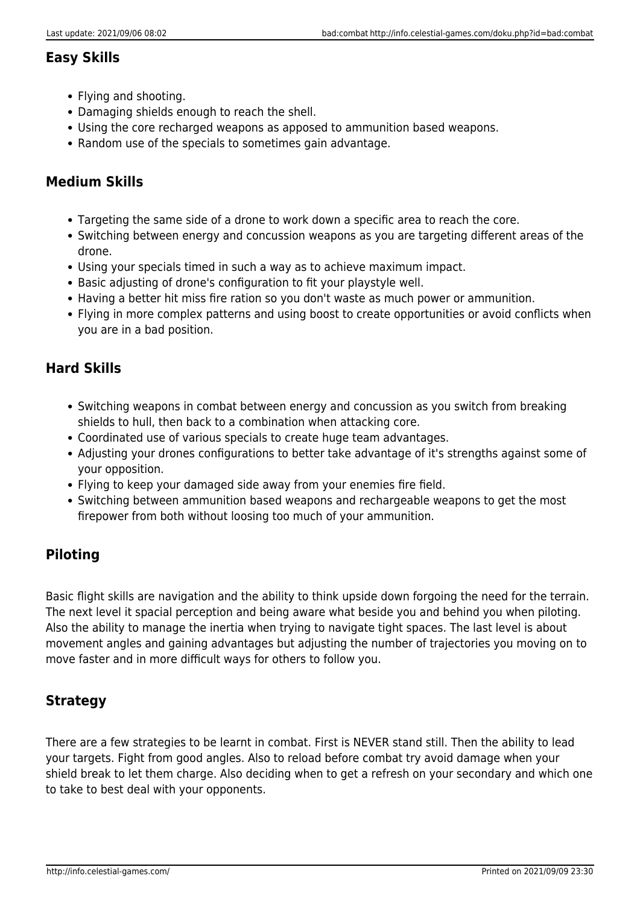## Easy Skills

- Flying and shooting.
- Damaging shields enough to reach the shell.
- Using the core recharged weapons as apposed to ammunition based weapons.
- Random use of the specials to sometimes gain advantage.

## Medium Skills

- Targeting the same side of a drone to work down a specific area to reach the core.
- Switching between energy and concussion weapons as you are targeting different areas of the drone.
- Using your specials timed in such a way as to achieve maximum impact.
- Basic adjusting of drone's configuration to fit your playstyle well.
- Having a better hit miss fire ration so you don't waste as much power or ammunition.
- Flying in more complex patterns and using boost to create opportunities or avoid conflicts when you are in a bad position.

## Hard Skills

- Switching weapons in combat between energy and concussion as you switch from breaking shields to hull, then back to a combination when attacking core.
- Coordinated use of various specials to create huge team advantages.
- Adjusting your drones configurations to better take advantage of it's strengths against some of your opposition.
- Flying to keep your damaged side away from your enemies fire field.
- Switching between ammunition based weapons and rechargeable weapons to get the most firepower from both without loosing too much of your ammunition.

## Piloting

Basic flight skills are navigation and the ability to think upside down forgoing the need for the terrain. The next level it spacial perception and being aware what beside you and behind you when piloting. Also the ability to manage the inertia when trying to navigate tight spaces. The last level is about movement angles and gaining advantages but adjusting the number of trajectories you moving on to move faster and in more difficult ways for others to follow you.

## Strategy

There are a few strategies to be learnt in combat. First is NEVER stand still. Then the ability to lead your targets. Fight from good angles. Also to reload before combat try avoid damage when your shield break to let them charge. Also deciding when to get a refresh on your secondary and which one to take to best deal with your opponents.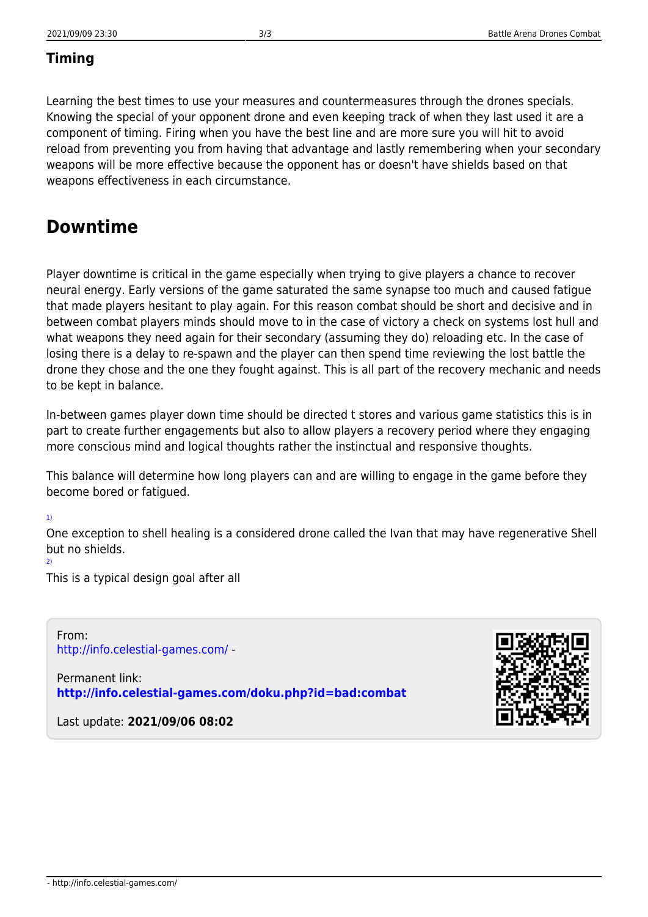### Timing

Learning the best times to use your measures and countermeasures through the drones specials. Knowing the special of your opponent drone and even keeping track of when they last used it are a component of timing. Firing when you have the best line and are more sure you will hit to avoid reload from preventing you from having that advantage and lastly remembering when your secondary weapons will be more effective because the opponent has or doesn't have shields based on that weapons effectiveness in each circumstance.

## Downtime

Player downtime is critical in the game especially when trying to give players a chance to recover neural energy. Early versions of the game saturated the same synapse too much and caused fatigue that made players hesitant to play again. For this reason combat should be short and decisive and in between combat players minds should move to in the case of victory a check on systems lost hull and what weapons they need again for their secondary (assuming they do) reloading etc. In the case of losing there is a delay to re-spawn and the player can then spend time reviewing the lost battle the drone they chose and the one they fought against. This is all part of the recovery mechanic and needs to be kept in balance.

In-between games player down time should be directed t stores and various game statistics this is in part to create further engagements but also to allow players a recovery period where they engaging more conscious mind and logical thoughts rather the instinctual and responsive thoughts.

This balance will determine how long players can and are willing to engage in the game before they become bored or fatigued.

[1] One exception to shell healing is a considered drone called the Ivan that may have regenerative Shell but no shields.

[2] This is a typical design goal after all

From:
http://info.celestial-games.com/ -

Permanent link:
**http://info.celestial-games.com/doku.php?id=bad:combat**

Last update: **2021/09/06 08:02**